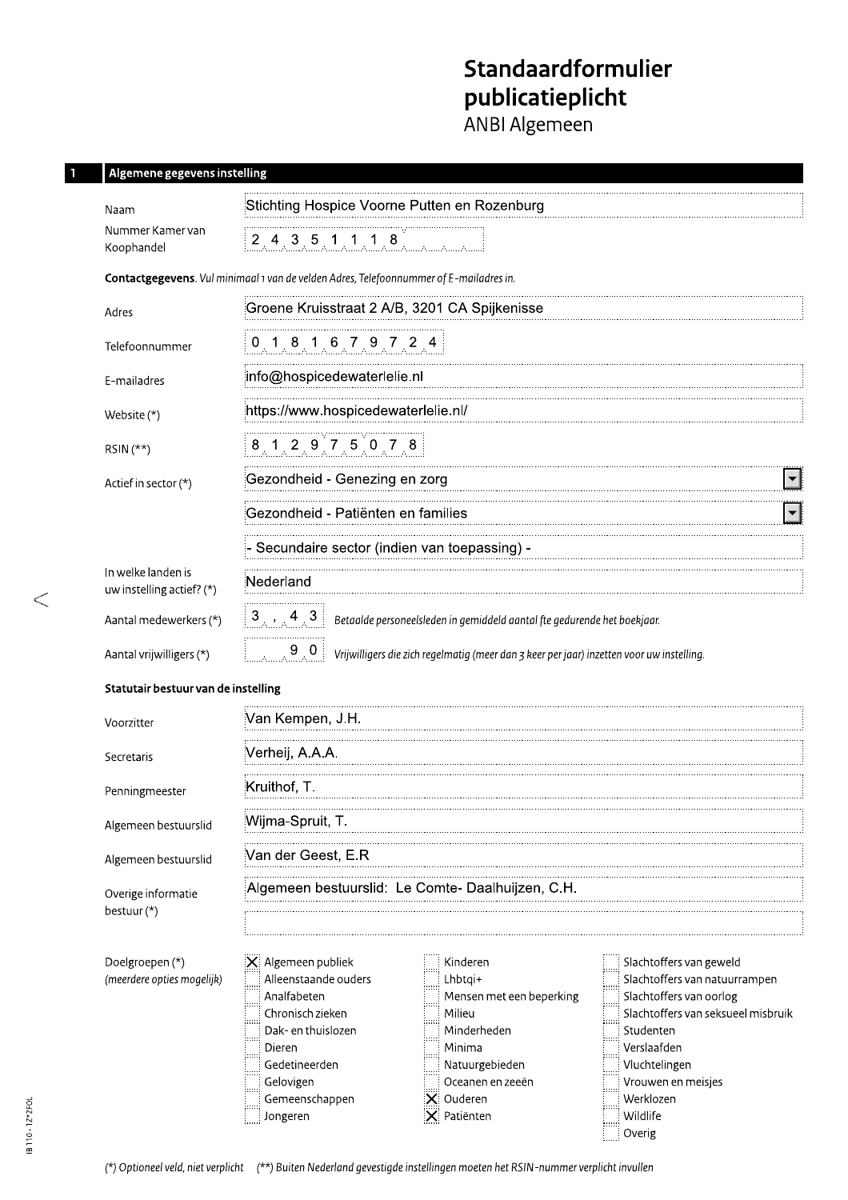# Standaardformulier publicatieplicht

ANBI Algemeen

## 1 Algemene gegevens instelling

| | |
|---|---|
| Naam | Stichting Hospice Voorne Putten en Rozenburg |
| Nummer Kamer van Koophandel | 24351118 |

**Contactgegevens**. *Vul minimaal 1 van de velden Adres, Telefoonnummer of E-mailadres in.*

| | |
|---|---|
| Adres | Groene Kruisstraat 2 A/B, 3201 CA Spijkenisse |
| Telefoonnummer | 0181679724 |
| E-mailadres | info@hospicedewaterlelie.nl |
| Website (*) | https://www.hospicedewaterlelie.nl/ |
| RSIN (**) | 812975078 |
| Actief in sector (*) | Gezondheid - Genezing en zorg |
| | Gezondheid - Patiënten en families |
| | - Secundaire sector (indien van toepassing) - |
| In welke landen is uw instelling actief? (*) | Nederland |
| Aantal medewerkers (*) | 3,43 *Betaalde personeelsleden in gemiddeld aantal fte gedurende het boekjaar.* |
| Aantal vrijwilligers (*) | 90 *Vrijwilligers die zich regelmatig (meer dan 3 keer per jaar) inzetten voor uw instelling.* |

**Statutair bestuur van de instelling**

| | |
|---|---|
| Voorzitter | Van Kempen, J.H. |
| Secretaris | Verheij, A.A.A. |
| Penningmeester | Kruithof, T. |
| Algemeen bestuurslid | Wijma-Spruit, T. |
| Algemeen bestuurslid | Van der Geest, E.R |
| Overige informatie bestuur (*) | Algemeen bestuurslid: Le Comte- Daalhuijzen, C.H. |

**Doelgroepen (*)** *(meerdere opties mogelijk)*

- [x] Algemeen publiek
- [ ] Alleenstaande ouders
- [ ] Analfabeten
- [ ] Chronisch zieken
- [ ] Dak- en thuislozen
- [ ] Dieren
- [ ] Gedetineerden
- [ ] Gelovigen
- [ ] Gemeenschappen
- [ ] Jongeren
- [ ] Kinderen
- [ ] Lhbtqi+
- [ ] Mensen met een beperking
- [ ] Milieu
- [ ] Minderheden
- [ ] Minima
- [ ] Natuurgebieden
- [ ] Oceanen en zeeën
- [x] Ouderen
- [x] Patiënten
- [ ] Slachtoffers van geweld
- [ ] Slachtoffers van natuurrampen
- [ ] Slachtoffers van oorlog
- [ ] Slachtoffers van seksueel misbruik
- [ ] Studenten
- [ ] Verslaafden
- [ ] Vluchtelingen
- [ ] Vrouwen en meisjes
- [ ] Werklozen
- [ ] Wildlife
- [ ] Overig

*(*) Optioneel veld, niet verplicht (**) Buiten Nederland gevestigde instellingen moeten het RSIN-nummer verplicht invullen*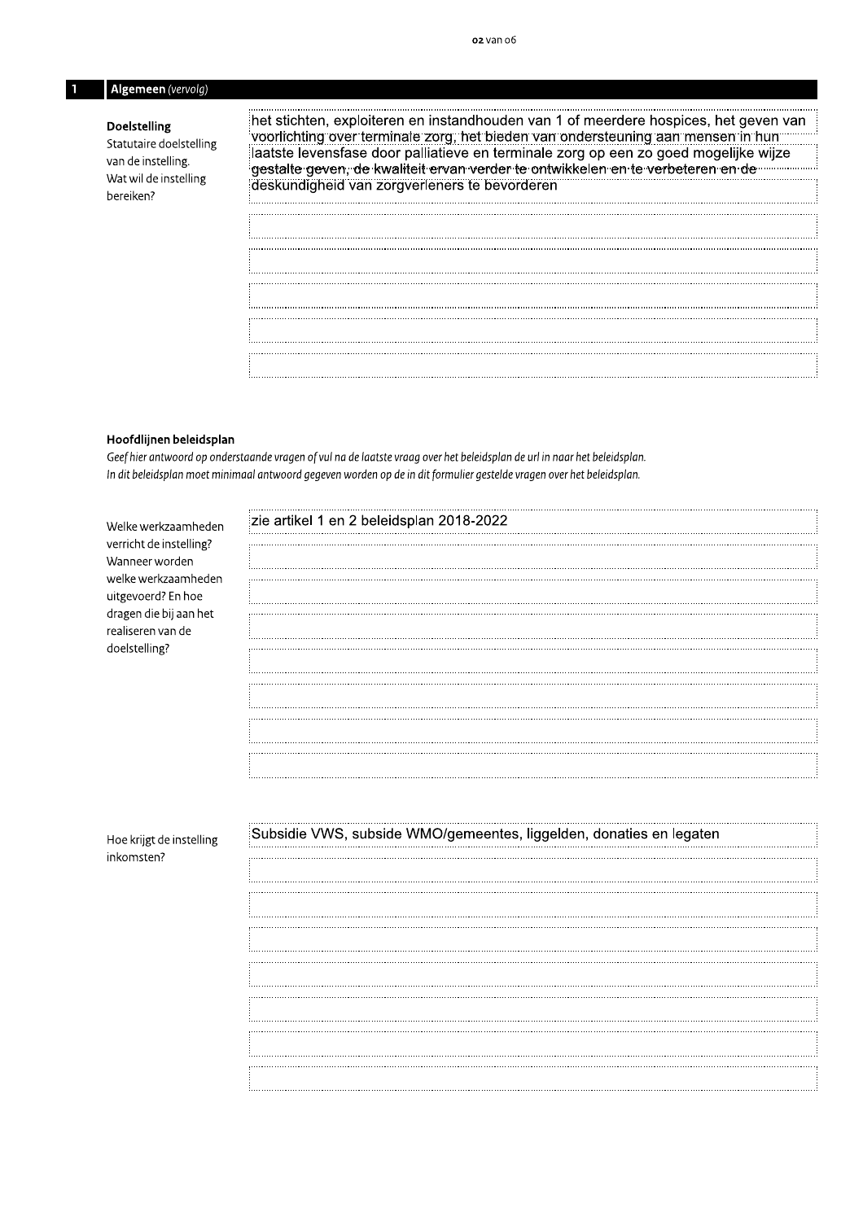## 1 Algemeen *(vervolg)*

**Doelstelling**
Statutaire doelstelling van de instelling. Wat wil de instelling bereiken?

het stichten, exploiteren en instandhouden van 1 of meerdere hospices, het geven van voorlichting over terminale zorg, het bieden van ondersteuning aan mensen in hun laatste levensfase door palliatieve en terminale zorg op een zo goed mogelijke wijze gestalte geven, de kwaliteit ervan verder te ontwikkelen en te verbeteren en de deskundigheid van zorgverleners te bevorderen

### Hoofdlijnen beleidsplan

*Geef hier antwoord op onderstaande vragen of vul na de laatste vraag over het beleidsplan de url in naar het beleidsplan. In dit beleidsplan moet minimaal antwoord gegeven worden op de in dit formulier gestelde vragen over het beleidsplan.*

Welke werkzaamheden verricht de instelling? Wanneer worden welke werkzaamheden uitgevoerd? En hoe dragen die bij aan het realiseren van de doelstelling?

zie artikel 1 en 2 beleidsplan 2018-2022

Hoe krijgt de instelling inkomsten?

Subsidie VWS, subside WMO/gemeentes, liggelden, donaties en legaten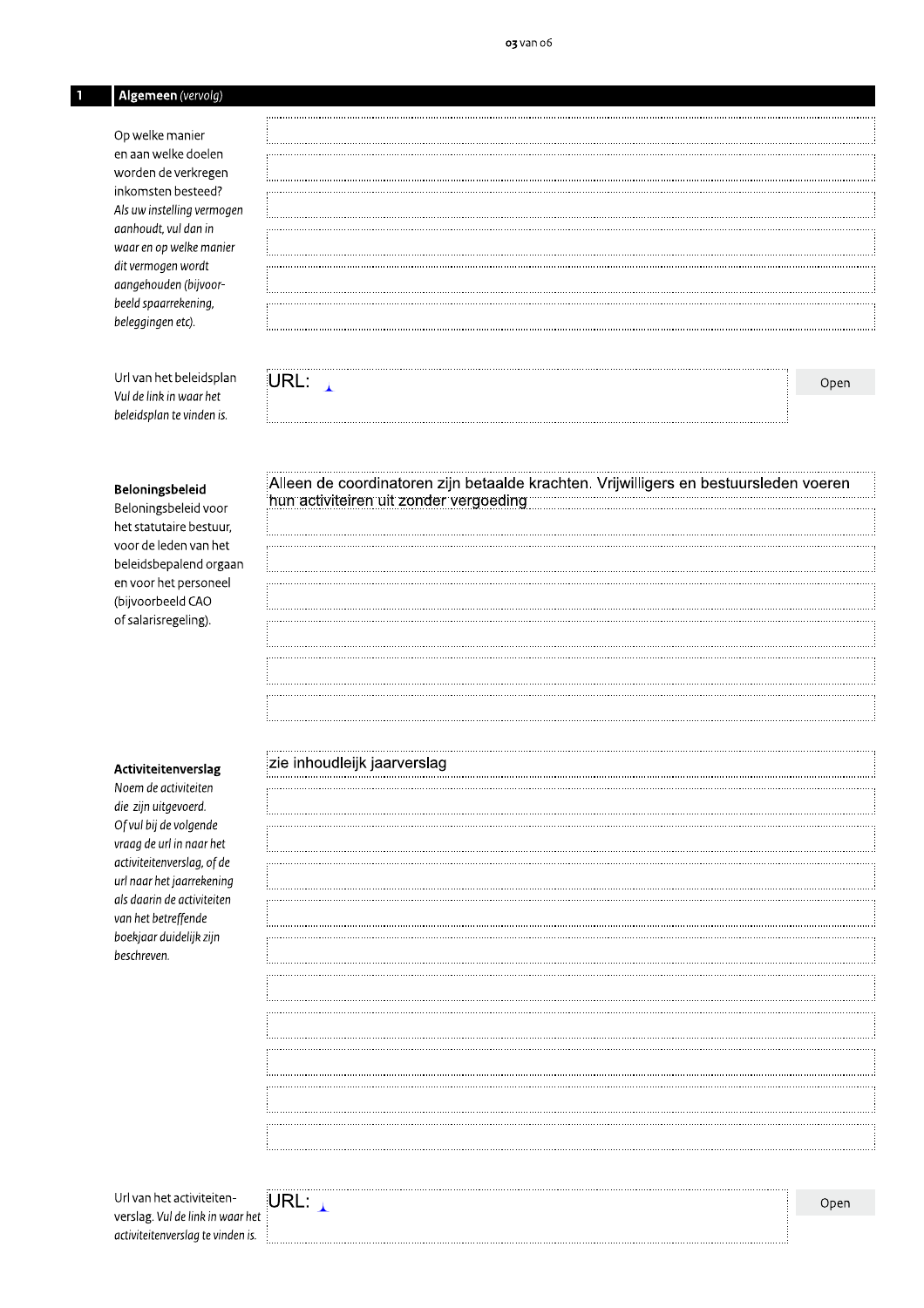## 1 Algemeen *(vervolg)*

Op welke manier en aan welke doelen worden de verkregen inkomsten besteed?
*Als uw instelling vermogen aanhoudt, vul dan in waar en op welke manier dit vermogen wordt aangehouden (bijvoorbeeld spaarrekening, beleggingen etc).*

Url van het beleidsplan
*Vul de link in waar het beleidsplan te vinden is.*

URL:

Open

**Beloningsbeleid**
Beloningsbeleid voor het statutaire bestuur, voor de leden van het beleidsbepalend orgaan en voor het personeel (bijvoorbeeld CAO of salarisregeling).

Alleen de coordinatoren zijn betaalde krachten. Vrijwilligers en bestuursleden voeren hun activiteiren uit zonder vergoeding

**Activiteitenverslag**
*Noem de activiteiten die zijn uitgevoerd. Of vul bij de volgende vraag de url in naar het activiteitenverslag, of de url naar het jaarrekening als daarin de activiteiten van het betreffende boekjaar duidelijk zijn beschreven.*

zie inhoudleijk jaarverslag

Url van het activiteitenverslag. *Vul de link in waar het activiteitenverslag te vinden is.*

URL:

Open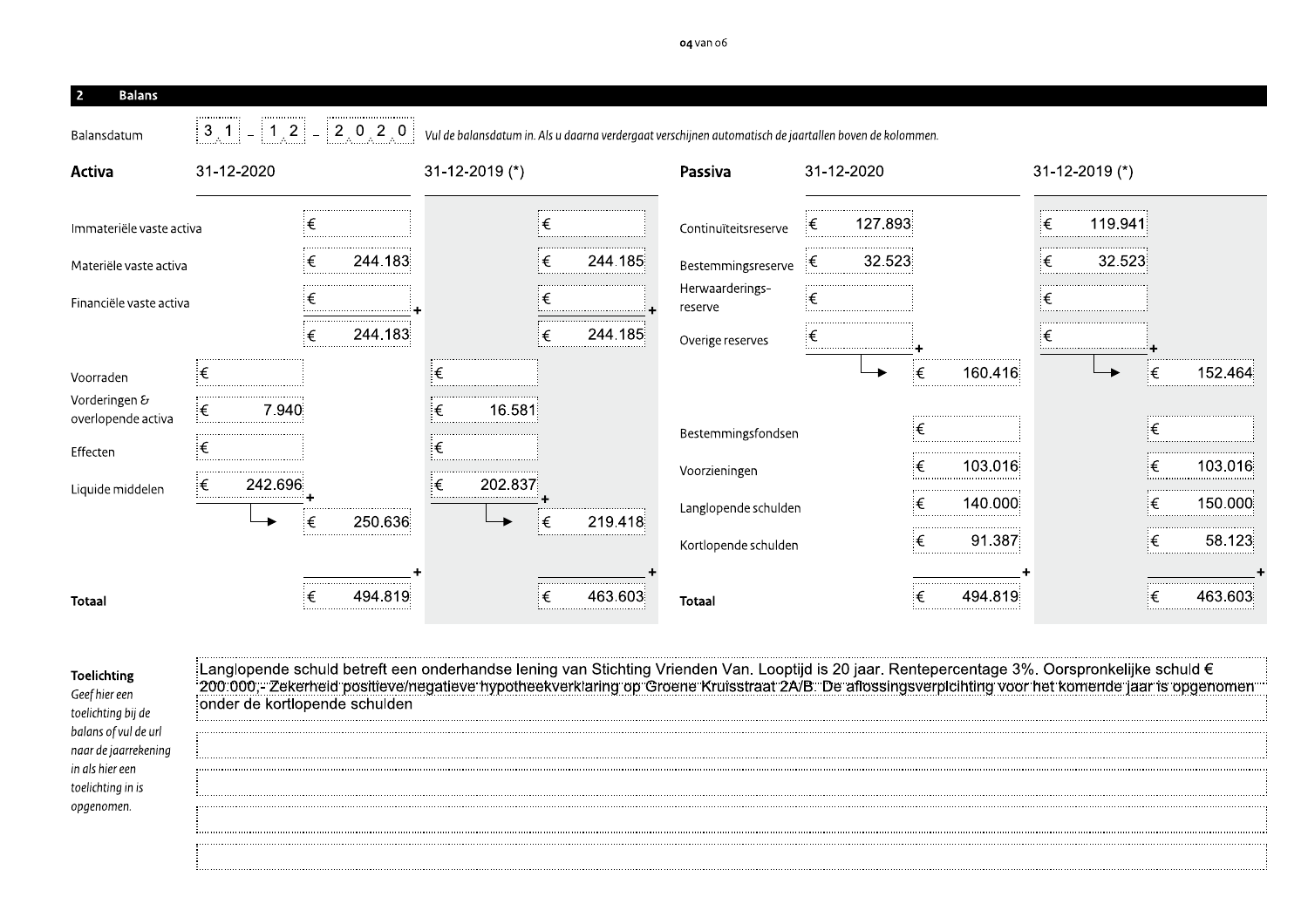## 2 Balans

Balansdatum: 31-12-2020

*Vul de balansdatum in. Als u daarna verdergaat verschijnen automatisch de jaartallen boven de kolommen.*

### Activa

| Activa | 31-12-2020 | | 31-12-2019 (*) | |
|---|---|---|---|---|
| Immateriële vaste activa | | € | | € |
| Materiële vaste activa | | € 244.183 | | € 244.185 |
| Financiële vaste activa | | € | | € |
| | | € 244.183 | | € 244.185 |
| Voorraden | € | | € | |
| Vorderingen & overlopende activa | € 7.940 | | € 16.581 | |
| Effecten | € | | € | |
| Liquide middelen | € 242.696 | | € 202.837 | |
| | | € 250.636 | | € 219.418 |
| **Totaal** | | € 494.819 | | € 463.603 |

### Passiva

| Passiva | 31-12-2020 | | 31-12-2019 (*) | |
|---|---|---|---|---|
| Continuïteitsreserve | € 127.893 | | € 119.941 | |
| Bestemmingsreserve | € 32.523 | | € 32.523 | |
| Herwaarderingsreserve | € | | € | |
| Overige reserves | € | | € | |
| | | € 160.416 | | € 152.464 |
| Bestemmingsfondsen | | € | | € |
| Voorzieningen | | € 103.016 | | € 103.016 |
| Langlopende schulden | | € 140.000 | | € 150.000 |
| Kortlopende schulden | | € 91.387 | | € 58.123 |
| **Totaal** | | € 494.819 | | € 463.603 |

**Toelichting**
*Geef hier een toelichting bij de balans of vul de url naar de jaarrekening in als hier een toelichting in is opgenomen.*

Langlopende schuld betreft een onderhandse lening van Stichting Vrienden Van. Looptijd is 20 jaar. Rentepercentage 3%. Oorspronkelijke schuld € 200.000,- Zekerheid positieve/negatieve hypotheekverklaring op Groene Kruisstraat 2A/B. De aflossingsverplcihting voor het komende jaar is opgenomen onder de kortlopende schulden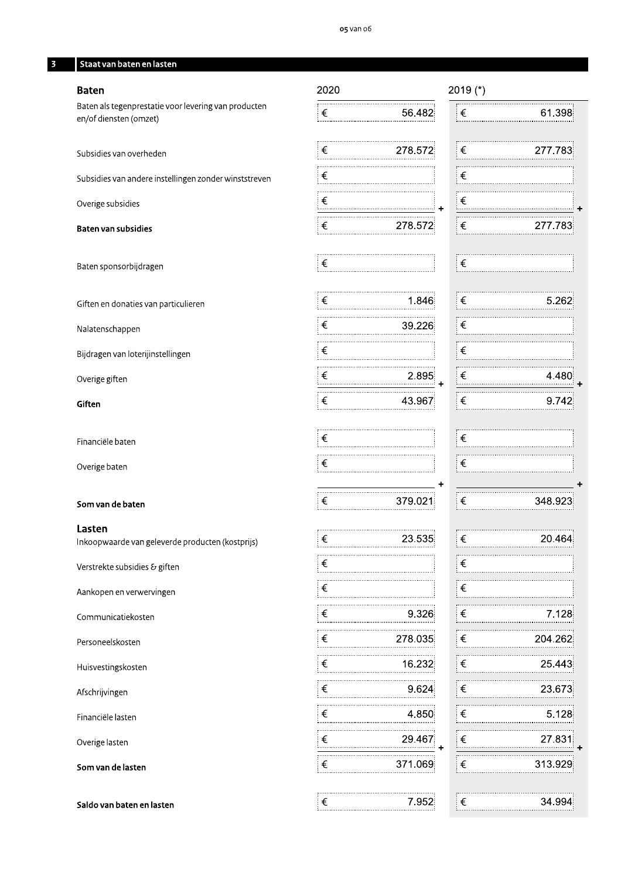## 3 Staat van baten en lasten

| **Baten** | 2020 | 2019 (*) |
|---|---|---|
| Baten als tegenprestatie voor levering van producten en/of diensten (omzet) | € 56.482 | € 61.398 |
| Subsidies van overheden | € 278.572 | € 277.783 |
| Subsidies van andere instellingen zonder winststreven | € | € |
| Overige subsidies | € | € |
| **Baten van subsidies** | € 278.572 | € 277.783 |
| Baten sponsorbijdragen | € | € |
| Giften en donaties van particulieren | € 1.846 | € 5.262 |
| Nalatenschappen | € 39.226 | € |
| Bijdragen van loterijinstellingen | € | € |
| Overige giften | € 2.895 | € 4.480 |
| **Giften** | € 43.967 | € 9.742 |
| Financiële baten | € | € |
| Overige baten | € | € |
| **Som van de baten** | € 379.021 | € 348.923 |
| **Lasten** | | |
| Inkoopwaarde van geleverde producten (kostprijs) | € 23.535 | € 20.464 |
| Verstrekte subsidies & giften | € | € |
| Aankopen en verwervingen | € | € |
| Communicatiekosten | € 9.326 | € 7.128 |
| Personeelskosten | € 278.035 | € 204.262 |
| Huisvestingskosten | € 16.232 | € 25.443 |
| Afschrijvingen | € 9.624 | € 23.673 |
| Financiële lasten | € 4.850 | € 5.128 |
| Overige lasten | € 29.467 | € 27.831 |
| **Som van de lasten** | € 371.069 | € 313.929 |
| **Saldo van baten en lasten** | € 7.952 | € 34.994 |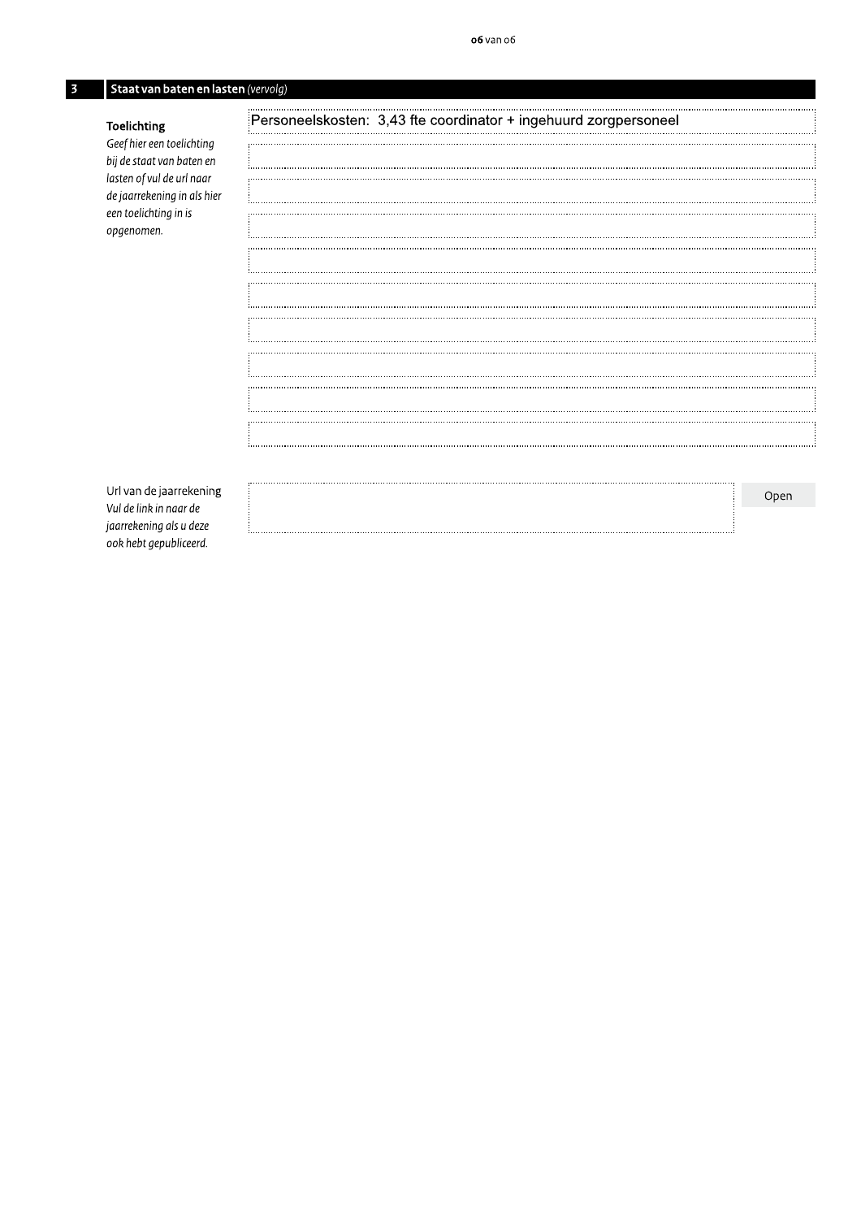## 3 Staat van baten en lasten *(vervolg)*

**Toelichting**

*Geef hier een toelichting bij de staat van baten en lasten of vul de url naar de jaarrekening in als hier een toelichting in is opgenomen.*

Personeelskosten: 3,43 fte coordinator + ingehuurd zorgpersoneel

Url van de jaarrekening

*Vul de link in naar de jaarrekening als u deze ook hebt gepubliceerd.*

Open